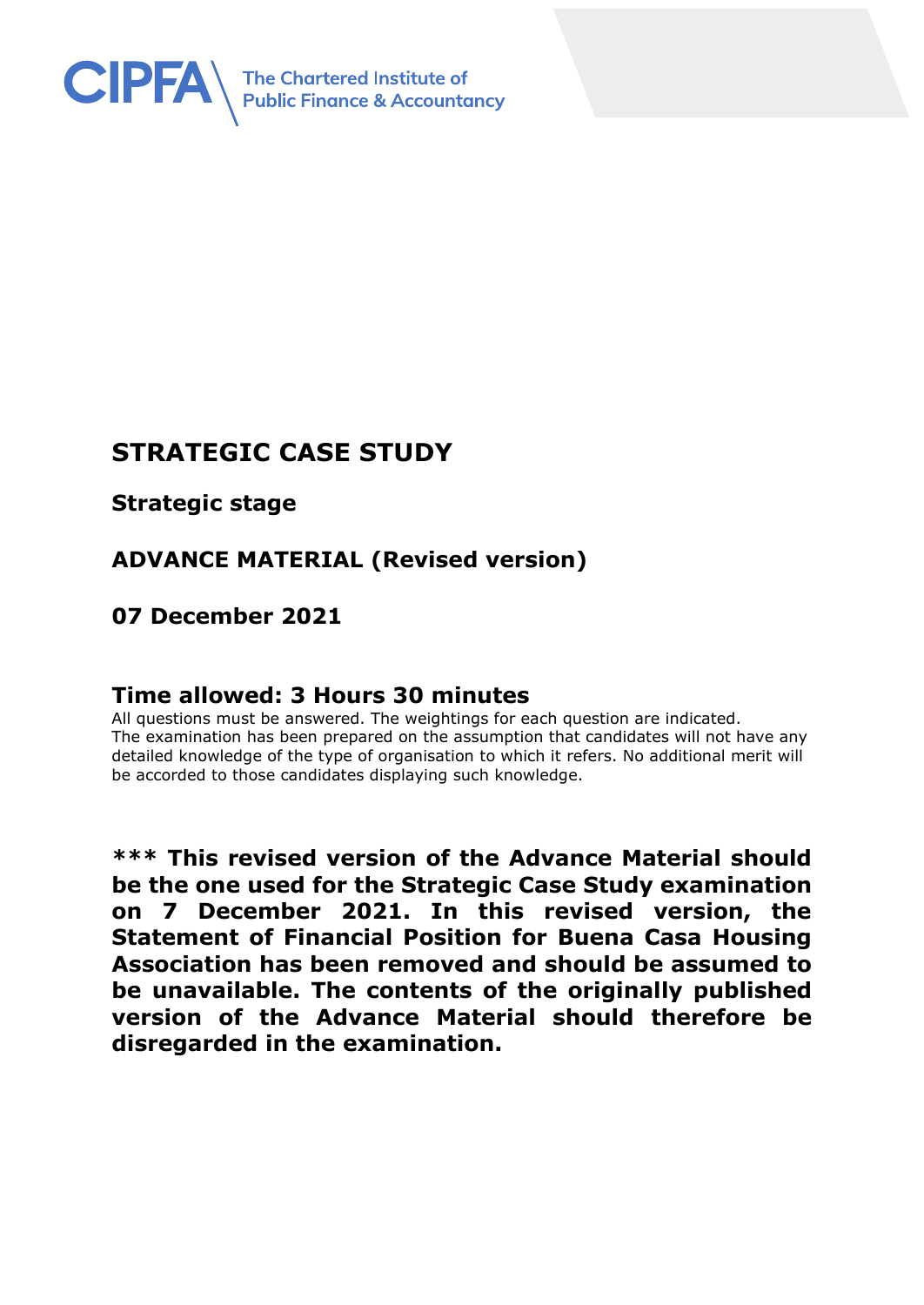CIPFA The Chartered Institute of Public Finance & Accountancy

# STRATEGIC CASE STUDY

## Strategic stage

## ADVANCE MATERIAL (Revised version)

## 07 December 2021

## Time allowed: 3 Hours 30 minutes

All questions must be answered. The weightings for each question are indicated.
The examination has been prepared on the assumption that candidates will not have any detailed knowledge of the type of organisation to which it refers. No additional merit will be accorded to those candidates displaying such knowledge.

**\*\*\* This revised version of the Advance Material should be the one used for the Strategic Case Study examination on 7 December 2021. In this revised version, the Statement of Financial Position for Buena Casa Housing Association has been removed and should be assumed to be unavailable. The contents of the originally published version of the Advance Material should therefore be disregarded in the examination.**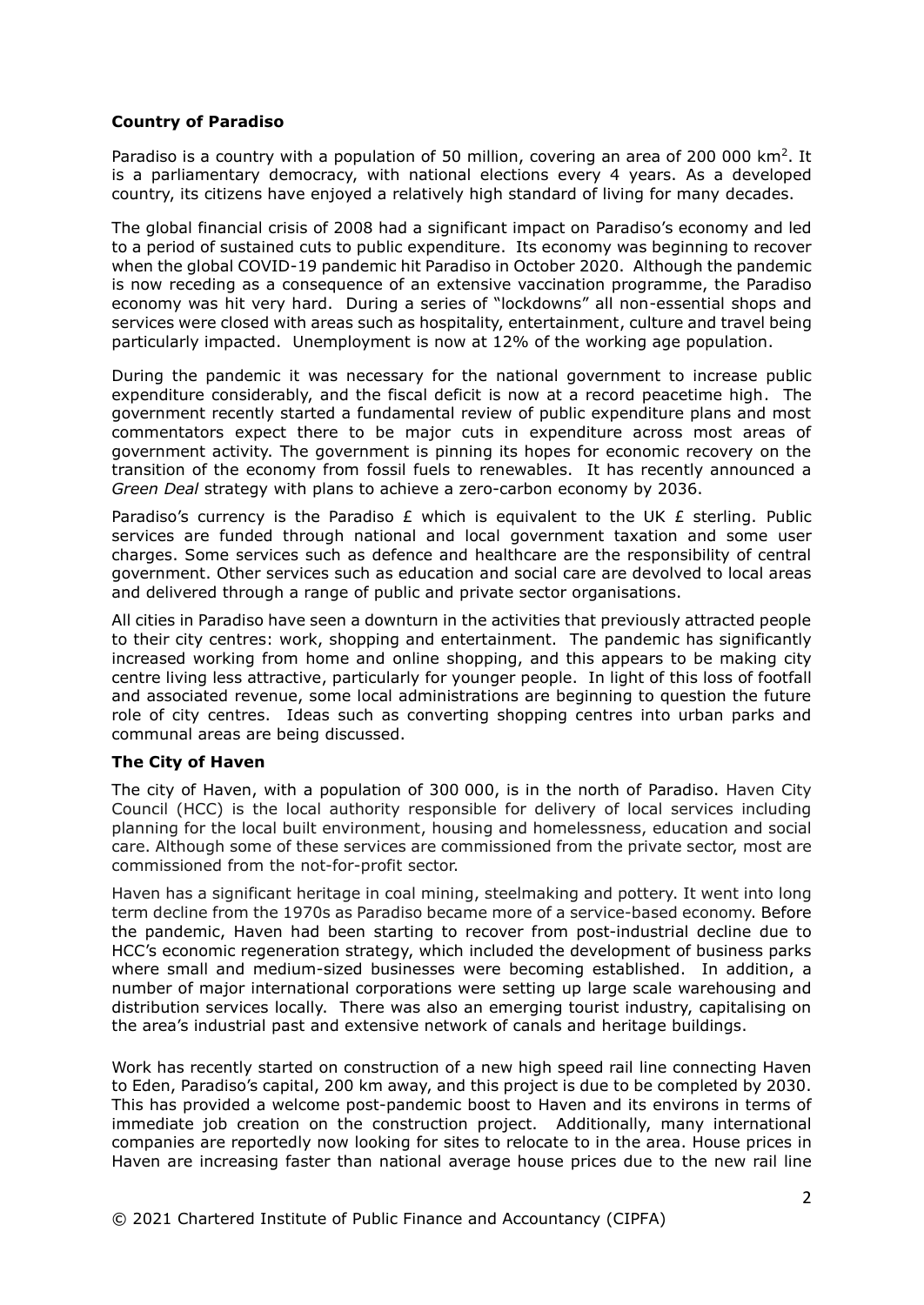**Country of Paradiso**

Paradiso is a country with a population of 50 million, covering an area of 200 000 km$^2$. It is a parliamentary democracy, with national elections every 4 years. As a developed country, its citizens have enjoyed a relatively high standard of living for many decades.

The global financial crisis of 2008 had a significant impact on Paradiso's economy and led to a period of sustained cuts to public expenditure. Its economy was beginning to recover when the global COVID-19 pandemic hit Paradiso in October 2020. Although the pandemic is now receding as a consequence of an extensive vaccination programme, the Paradiso economy was hit very hard. During a series of "lockdowns" all non-essential shops and services were closed with areas such as hospitality, entertainment, culture and travel being particularly impacted. Unemployment is now at 12% of the working age population.

During the pandemic it was necessary for the national government to increase public expenditure considerably, and the fiscal deficit is now at a record peacetime high. The government recently started a fundamental review of public expenditure plans and most commentators expect there to be major cuts in expenditure across most areas of government activity. The government is pinning its hopes for economic recovery on the transition of the economy from fossil fuels to renewables. It has recently announced a *Green Deal* strategy with plans to achieve a zero-carbon economy by 2036.

Paradiso's currency is the Paradiso £ which is equivalent to the UK £ sterling. Public services are funded through national and local government taxation and some user charges. Some services such as defence and healthcare are the responsibility of central government. Other services such as education and social care are devolved to local areas and delivered through a range of public and private sector organisations.

All cities in Paradiso have seen a downturn in the activities that previously attracted people to their city centres: work, shopping and entertainment. The pandemic has significantly increased working from home and online shopping, and this appears to be making city centre living less attractive, particularly for younger people. In light of this loss of footfall and associated revenue, some local administrations are beginning to question the future role of city centres. Ideas such as converting shopping centres into urban parks and communal areas are being discussed.

**The City of Haven**

The city of Haven, with a population of 300 000, is in the north of Paradiso. Haven City Council (HCC) is the local authority responsible for delivery of local services including planning for the local built environment, housing and homelessness, education and social care. Although some of these services are commissioned from the private sector, most are commissioned from the not-for-profit sector.

Haven has a significant heritage in coal mining, steelmaking and pottery. It went into long term decline from the 1970s as Paradiso became more of a service-based economy. Before the pandemic, Haven had been starting to recover from post-industrial decline due to HCC's economic regeneration strategy, which included the development of business parks where small and medium-sized businesses were becoming established. In addition, a number of major international corporations were setting up large scale warehousing and distribution services locally. There was also an emerging tourist industry, capitalising on the area's industrial past and extensive network of canals and heritage buildings.

Work has recently started on construction of a new high speed rail line connecting Haven to Eden, Paradiso's capital, 200 km away, and this project is due to be completed by 2030. This has provided a welcome post-pandemic boost to Haven and its environs in terms of immediate job creation on the construction project. Additionally, many international companies are reportedly now looking for sites to relocate to in the area. House prices in Haven are increasing faster than national average house prices due to the new rail line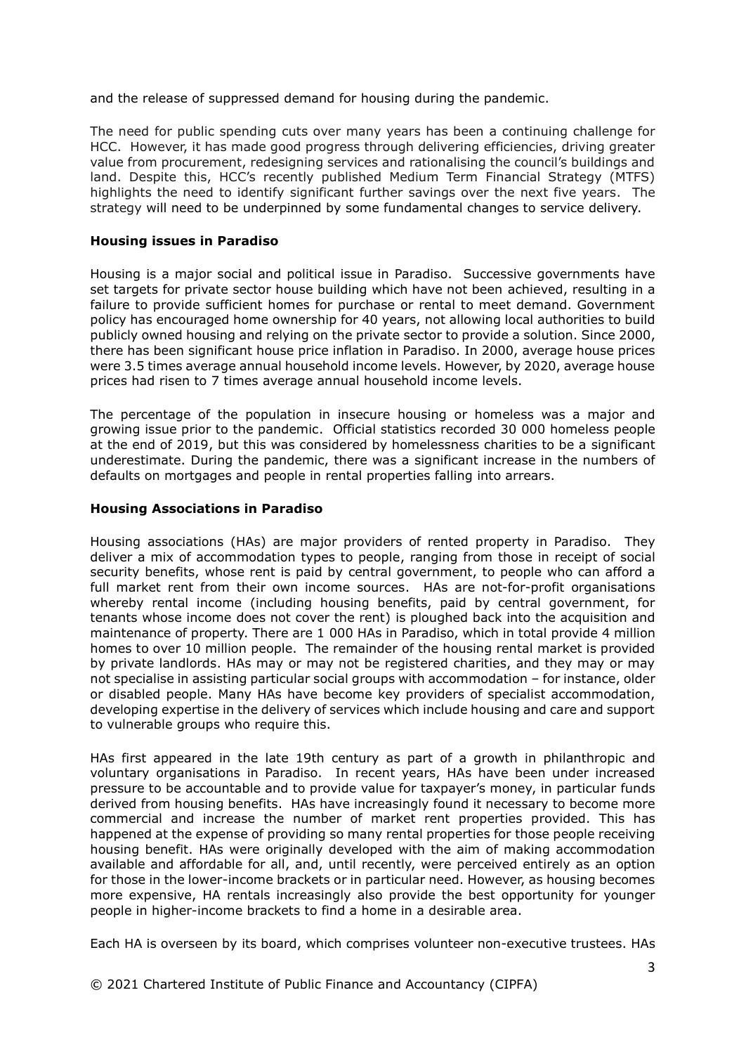and the release of suppressed demand for housing during the pandemic.

The need for public spending cuts over many years has been a continuing challenge for HCC. However, it has made good progress through delivering efficiencies, driving greater value from procurement, redesigning services and rationalising the council's buildings and land. Despite this, HCC's recently published Medium Term Financial Strategy (MTFS) highlights the need to identify significant further savings over the next five years. The strategy will need to be underpinned by some fundamental changes to service delivery.

**Housing issues in Paradiso**

Housing is a major social and political issue in Paradiso. Successive governments have set targets for private sector house building which have not been achieved, resulting in a failure to provide sufficient homes for purchase or rental to meet demand. Government policy has encouraged home ownership for 40 years, not allowing local authorities to build publicly owned housing and relying on the private sector to provide a solution. Since 2000, there has been significant house price inflation in Paradiso. In 2000, average house prices were 3.5 times average annual household income levels. However, by 2020, average house prices had risen to 7 times average annual household income levels.

The percentage of the population in insecure housing or homeless was a major and growing issue prior to the pandemic. Official statistics recorded 30 000 homeless people at the end of 2019, but this was considered by homelessness charities to be a significant underestimate. During the pandemic, there was a significant increase in the numbers of defaults on mortgages and people in rental properties falling into arrears.

**Housing Associations in Paradiso**

Housing associations (HAs) are major providers of rented property in Paradiso. They deliver a mix of accommodation types to people, ranging from those in receipt of social security benefits, whose rent is paid by central government, to people who can afford a full market rent from their own income sources. HAs are not-for-profit organisations whereby rental income (including housing benefits, paid by central government, for tenants whose income does not cover the rent) is ploughed back into the acquisition and maintenance of property. There are 1 000 HAs in Paradiso, which in total provide 4 million homes to over 10 million people. The remainder of the housing rental market is provided by private landlords. HAs may or may not be registered charities, and they may or may not specialise in assisting particular social groups with accommodation – for instance, older or disabled people. Many HAs have become key providers of specialist accommodation, developing expertise in the delivery of services which include housing and care and support to vulnerable groups who require this.

HAs first appeared in the late 19th century as part of a growth in philanthropic and voluntary organisations in Paradiso. In recent years, HAs have been under increased pressure to be accountable and to provide value for taxpayer's money, in particular funds derived from housing benefits. HAs have increasingly found it necessary to become more commercial and increase the number of market rent properties provided. This has happened at the expense of providing so many rental properties for those people receiving housing benefit. HAs were originally developed with the aim of making accommodation available and affordable for all, and, until recently, were perceived entirely as an option for those in the lower-income brackets or in particular need. However, as housing becomes more expensive, HA rentals increasingly also provide the best opportunity for younger people in higher-income brackets to find a home in a desirable area.

Each HA is overseen by its board, which comprises volunteer non-executive trustees. HAs

© 2021 Chartered Institute of Public Finance and Accountancy (CIPFA)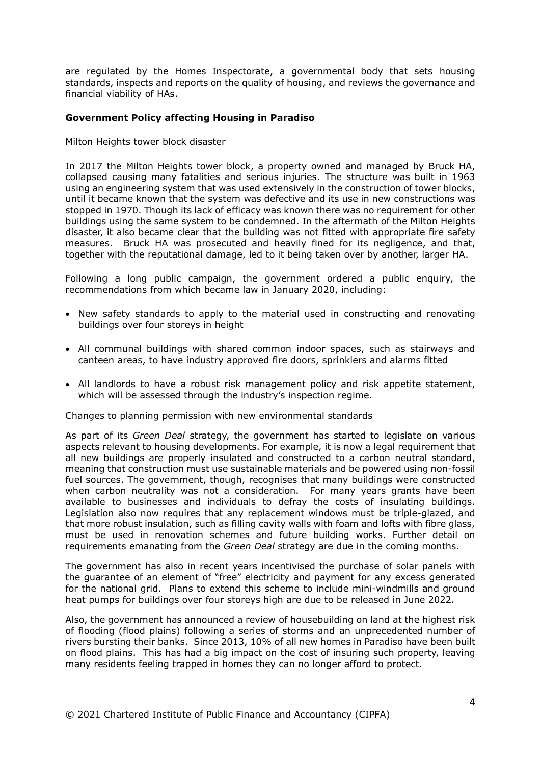are regulated by the Homes Inspectorate, a governmental body that sets housing standards, inspects and reports on the quality of housing, and reviews the governance and financial viability of HAs.

**Government Policy affecting Housing in Paradiso**

Milton Heights tower block disaster

In 2017 the Milton Heights tower block, a property owned and managed by Bruck HA, collapsed causing many fatalities and serious injuries. The structure was built in 1963 using an engineering system that was used extensively in the construction of tower blocks, until it became known that the system was defective and its use in new constructions was stopped in 1970. Though its lack of efficacy was known there was no requirement for other buildings using the same system to be condemned. In the aftermath of the Milton Heights disaster, it also became clear that the building was not fitted with appropriate fire safety measures. Bruck HA was prosecuted and heavily fined for its negligence, and that, together with the reputational damage, led to it being taken over by another, larger HA.

Following a long public campaign, the government ordered a public enquiry, the recommendations from which became law in January 2020, including:

- New safety standards to apply to the material used in constructing and renovating buildings over four storeys in height
- All communal buildings with shared common indoor spaces, such as stairways and canteen areas, to have industry approved fire doors, sprinklers and alarms fitted
- All landlords to have a robust risk management policy and risk appetite statement, which will be assessed through the industry's inspection regime.

Changes to planning permission with new environmental standards

As part of its *Green Deal* strategy, the government has started to legislate on various aspects relevant to housing developments. For example, it is now a legal requirement that all new buildings are properly insulated and constructed to a carbon neutral standard, meaning that construction must use sustainable materials and be powered using non-fossil fuel sources. The government, though, recognises that many buildings were constructed when carbon neutrality was not a consideration. For many years grants have been available to businesses and individuals to defray the costs of insulating buildings. Legislation also now requires that any replacement windows must be triple-glazed, and that more robust insulation, such as filling cavity walls with foam and lofts with fibre glass, must be used in renovation schemes and future building works. Further detail on requirements emanating from the *Green Deal* strategy are due in the coming months.

The government has also in recent years incentivised the purchase of solar panels with the guarantee of an element of "free" electricity and payment for any excess generated for the national grid. Plans to extend this scheme to include mini-windmills and ground heat pumps for buildings over four storeys high are due to be released in June 2022.

Also, the government has announced a review of housebuilding on land at the highest risk of flooding (flood plains) following a series of storms and an unprecedented number of rivers bursting their banks. Since 2013, 10% of all new homes in Paradiso have been built on flood plains. This has had a big impact on the cost of insuring such property, leaving many residents feeling trapped in homes they can no longer afford to protect.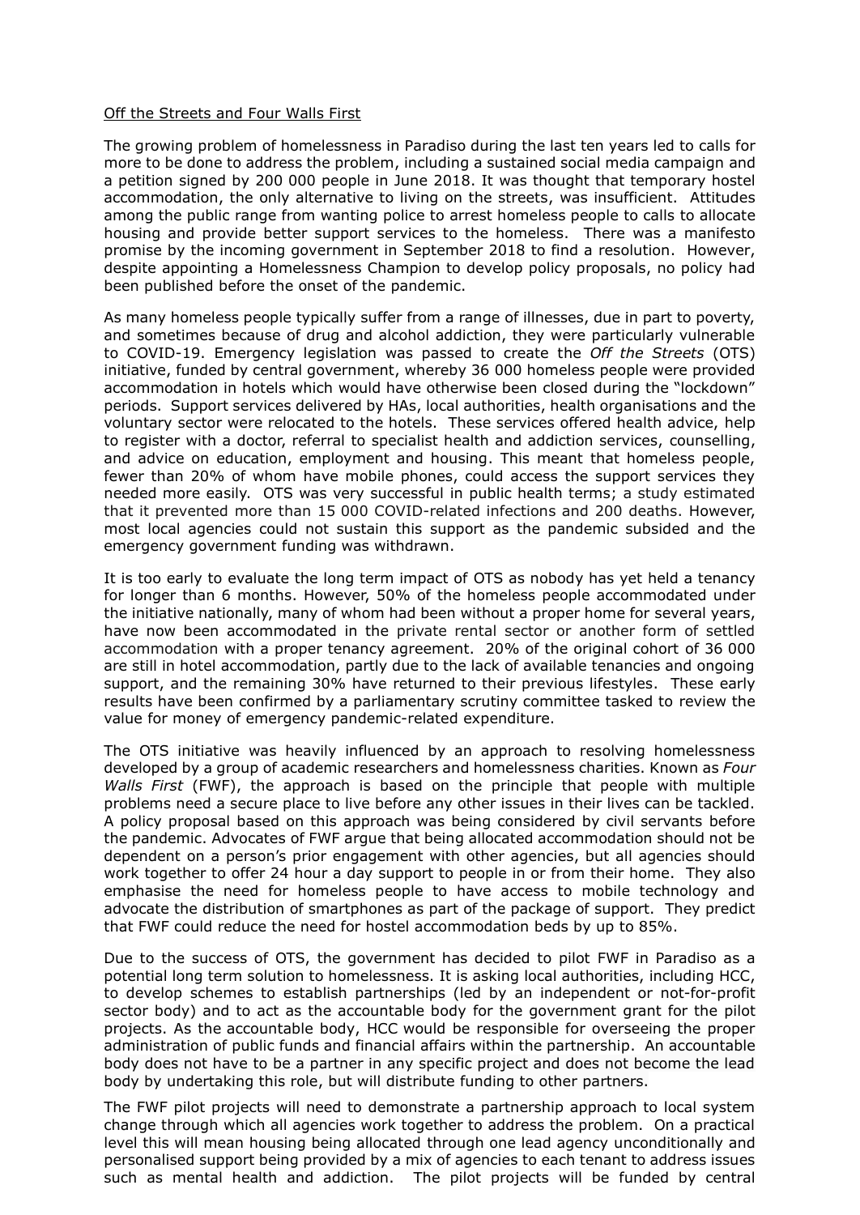<u>Off the Streets and Four Walls First</u>

The growing problem of homelessness in Paradiso during the last ten years led to calls for more to be done to address the problem, including a sustained social media campaign and a petition signed by 200 000 people in June 2018. It was thought that temporary hostel accommodation, the only alternative to living on the streets, was insufficient. Attitudes among the public range from wanting police to arrest homeless people to calls to allocate housing and provide better support services to the homeless. There was a manifesto promise by the incoming government in September 2018 to find a resolution. However, despite appointing a Homelessness Champion to develop policy proposals, no policy had been published before the onset of the pandemic.

As many homeless people typically suffer from a range of illnesses, due in part to poverty, and sometimes because of drug and alcohol addiction, they were particularly vulnerable to COVID-19. Emergency legislation was passed to create the *Off the Streets* (OTS) initiative, funded by central government, whereby 36 000 homeless people were provided accommodation in hotels which would have otherwise been closed during the "lockdown" periods. Support services delivered by HAs, local authorities, health organisations and the voluntary sector were relocated to the hotels. These services offered health advice, help to register with a doctor, referral to specialist health and addiction services, counselling, and advice on education, employment and housing. This meant that homeless people, fewer than 20% of whom have mobile phones, could access the support services they needed more easily. OTS was very successful in public health terms; a study estimated that it prevented more than 15 000 COVID-related infections and 200 deaths. However, most local agencies could not sustain this support as the pandemic subsided and the emergency government funding was withdrawn.

It is too early to evaluate the long term impact of OTS as nobody has yet held a tenancy for longer than 6 months. However, 50% of the homeless people accommodated under the initiative nationally, many of whom had been without a proper home for several years, have now been accommodated in the private rental sector or another form of settled accommodation with a proper tenancy agreement. 20% of the original cohort of 36 000 are still in hotel accommodation, partly due to the lack of available tenancies and ongoing support, and the remaining 30% have returned to their previous lifestyles. These early results have been confirmed by a parliamentary scrutiny committee tasked to review the value for money of emergency pandemic-related expenditure.

The OTS initiative was heavily influenced by an approach to resolving homelessness developed by a group of academic researchers and homelessness charities. Known as *Four Walls First* (FWF), the approach is based on the principle that people with multiple problems need a secure place to live before any other issues in their lives can be tackled. A policy proposal based on this approach was being considered by civil servants before the pandemic. Advocates of FWF argue that being allocated accommodation should not be dependent on a person's prior engagement with other agencies, but all agencies should work together to offer 24 hour a day support to people in or from their home. They also emphasise the need for homeless people to have access to mobile technology and advocate the distribution of smartphones as part of the package of support. They predict that FWF could reduce the need for hostel accommodation beds by up to 85%.

Due to the success of OTS, the government has decided to pilot FWF in Paradiso as a potential long term solution to homelessness. It is asking local authorities, including HCC, to develop schemes to establish partnerships (led by an independent or not-for-profit sector body) and to act as the accountable body for the government grant for the pilot projects. As the accountable body, HCC would be responsible for overseeing the proper administration of public funds and financial affairs within the partnership. An accountable body does not have to be a partner in any specific project and does not become the lead body by undertaking this role, but will distribute funding to other partners.

The FWF pilot projects will need to demonstrate a partnership approach to local system change through which all agencies work together to address the problem. On a practical level this will mean housing being allocated through one lead agency unconditionally and personalised support being provided by a mix of agencies to each tenant to address issues such as mental health and addiction. The pilot projects will be funded by central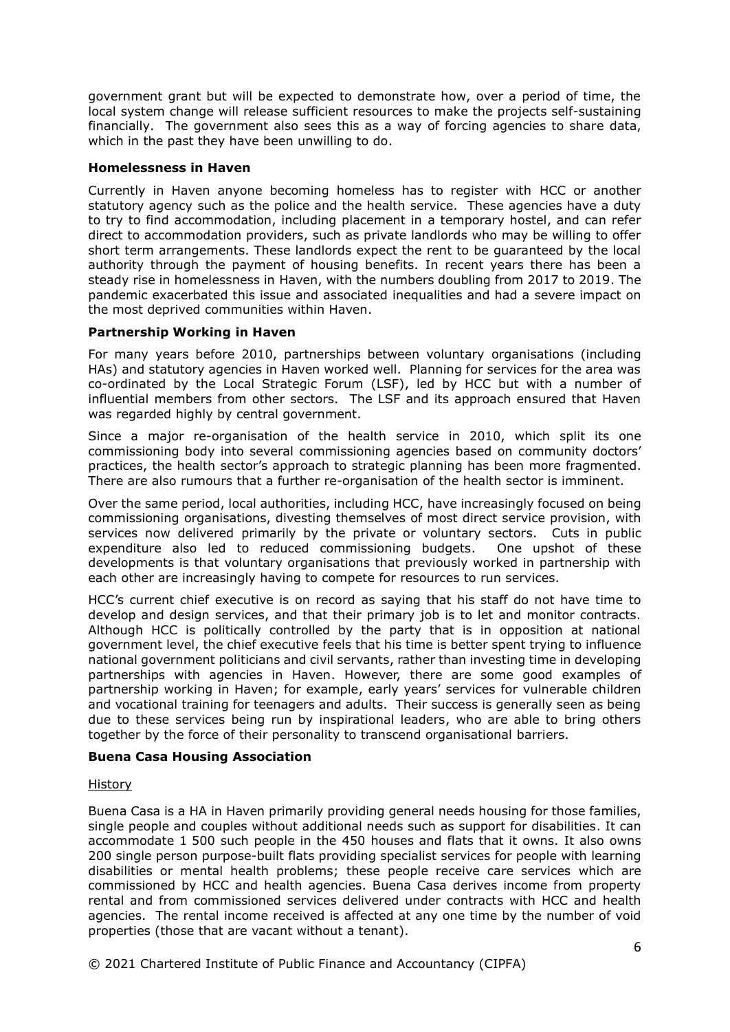government grant but will be expected to demonstrate how, over a period of time, the local system change will release sufficient resources to make the projects self-sustaining financially. The government also sees this as a way of forcing agencies to share data, which in the past they have been unwilling to do.

**Homelessness in Haven**

Currently in Haven anyone becoming homeless has to register with HCC or another statutory agency such as the police and the health service. These agencies have a duty to try to find accommodation, including placement in a temporary hostel, and can refer direct to accommodation providers, such as private landlords who may be willing to offer short term arrangements. These landlords expect the rent to be guaranteed by the local authority through the payment of housing benefits. In recent years there has been a steady rise in homelessness in Haven, with the numbers doubling from 2017 to 2019. The pandemic exacerbated this issue and associated inequalities and had a severe impact on the most deprived communities within Haven.

**Partnership Working in Haven**

For many years before 2010, partnerships between voluntary organisations (including HAs) and statutory agencies in Haven worked well. Planning for services for the area was co-ordinated by the Local Strategic Forum (LSF), led by HCC but with a number of influential members from other sectors. The LSF and its approach ensured that Haven was regarded highly by central government.

Since a major re-organisation of the health service in 2010, which split its one commissioning body into several commissioning agencies based on community doctors' practices, the health sector's approach to strategic planning has been more fragmented. There are also rumours that a further re-organisation of the health sector is imminent.

Over the same period, local authorities, including HCC, have increasingly focused on being commissioning organisations, divesting themselves of most direct service provision, with services now delivered primarily by the private or voluntary sectors. Cuts in public expenditure also led to reduced commissioning budgets. One upshot of these developments is that voluntary organisations that previously worked in partnership with each other are increasingly having to compete for resources to run services.

HCC's current chief executive is on record as saying that his staff do not have time to develop and design services, and that their primary job is to let and monitor contracts. Although HCC is politically controlled by the party that is in opposition at national government level, the chief executive feels that his time is better spent trying to influence national government politicians and civil servants, rather than investing time in developing partnerships with agencies in Haven. However, there are some good examples of partnership working in Haven; for example, early years' services for vulnerable children and vocational training for teenagers and adults. Their success is generally seen as being due to these services being run by inspirational leaders, who are able to bring others together by the force of their personality to transcend organisational barriers.

**Buena Casa Housing Association**

History

Buena Casa is a HA in Haven primarily providing general needs housing for those families, single people and couples without additional needs such as support for disabilities. It can accommodate 1 500 such people in the 450 houses and flats that it owns. It also owns 200 single person purpose-built flats providing specialist services for people with learning disabilities or mental health problems; these people receive care services which are commissioned by HCC and health agencies. Buena Casa derives income from property rental and from commissioned services delivered under contracts with HCC and health agencies. The rental income received is affected at any one time by the number of void properties (those that are vacant without a tenant).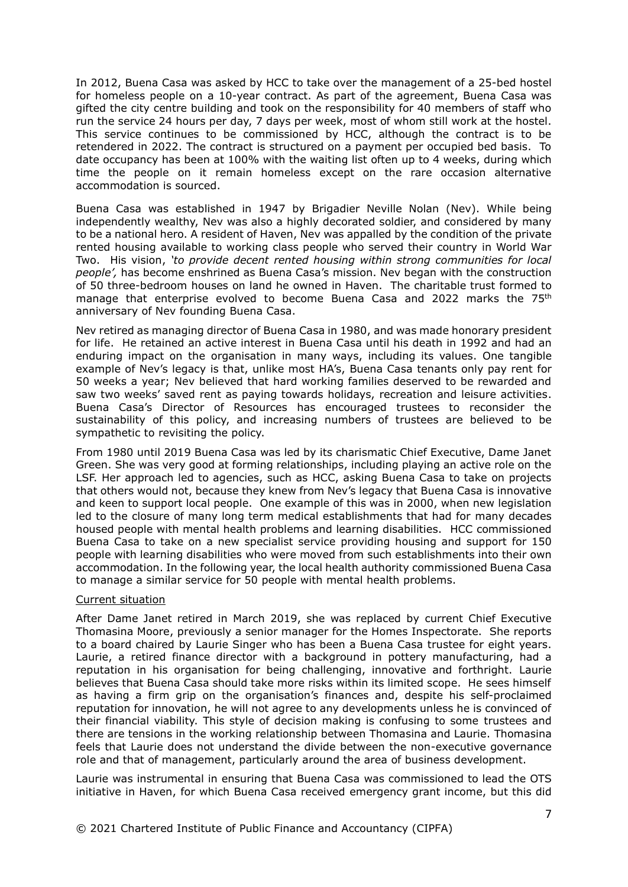In 2012, Buena Casa was asked by HCC to take over the management of a 25-bed hostel for homeless people on a 10-year contract. As part of the agreement, Buena Casa was gifted the city centre building and took on the responsibility for 40 members of staff who run the service 24 hours per day, 7 days per week, most of whom still work at the hostel. This service continues to be commissioned by HCC, although the contract is to be retendered in 2022. The contract is structured on a payment per occupied bed basis. To date occupancy has been at 100% with the waiting list often up to 4 weeks, during which time the people on it remain homeless except on the rare occasion alternative accommodation is sourced.

Buena Casa was established in 1947 by Brigadier Neville Nolan (Nev). While being independently wealthy, Nev was also a highly decorated soldier, and considered by many to be a national hero. A resident of Haven, Nev was appalled by the condition of the private rented housing available to working class people who served their country in World War Two. His vision, *'to provide decent rented housing within strong communities for local people',* has become enshrined as Buena Casa's mission. Nev began with the construction of 50 three-bedroom houses on land he owned in Haven. The charitable trust formed to manage that enterprise evolved to become Buena Casa and 2022 marks the 75th anniversary of Nev founding Buena Casa.

Nev retired as managing director of Buena Casa in 1980, and was made honorary president for life. He retained an active interest in Buena Casa until his death in 1992 and had an enduring impact on the organisation in many ways, including its values. One tangible example of Nev's legacy is that, unlike most HA's, Buena Casa tenants only pay rent for 50 weeks a year; Nev believed that hard working families deserved to be rewarded and saw two weeks' saved rent as paying towards holidays, recreation and leisure activities. Buena Casa's Director of Resources has encouraged trustees to reconsider the sustainability of this policy, and increasing numbers of trustees are believed to be sympathetic to revisiting the policy.

From 1980 until 2019 Buena Casa was led by its charismatic Chief Executive, Dame Janet Green. She was very good at forming relationships, including playing an active role on the LSF. Her approach led to agencies, such as HCC, asking Buena Casa to take on projects that others would not, because they knew from Nev's legacy that Buena Casa is innovative and keen to support local people. One example of this was in 2000, when new legislation led to the closure of many long term medical establishments that had for many decades housed people with mental health problems and learning disabilities. HCC commissioned Buena Casa to take on a new specialist service providing housing and support for 150 people with learning disabilities who were moved from such establishments into their own accommodation. In the following year, the local health authority commissioned Buena Casa to manage a similar service for 50 people with mental health problems.

<u>Current situation</u>

After Dame Janet retired in March 2019, she was replaced by current Chief Executive Thomasina Moore, previously a senior manager for the Homes Inspectorate. She reports to a board chaired by Laurie Singer who has been a Buena Casa trustee for eight years. Laurie, a retired finance director with a background in pottery manufacturing, had a reputation in his organisation for being challenging, innovative and forthright. Laurie believes that Buena Casa should take more risks within its limited scope. He sees himself as having a firm grip on the organisation's finances and, despite his self-proclaimed reputation for innovation, he will not agree to any developments unless he is convinced of their financial viability. This style of decision making is confusing to some trustees and there are tensions in the working relationship between Thomasina and Laurie. Thomasina feels that Laurie does not understand the divide between the non-executive governance role and that of management, particularly around the area of business development.

Laurie was instrumental in ensuring that Buena Casa was commissioned to lead the OTS initiative in Haven, for which Buena Casa received emergency grant income, but this did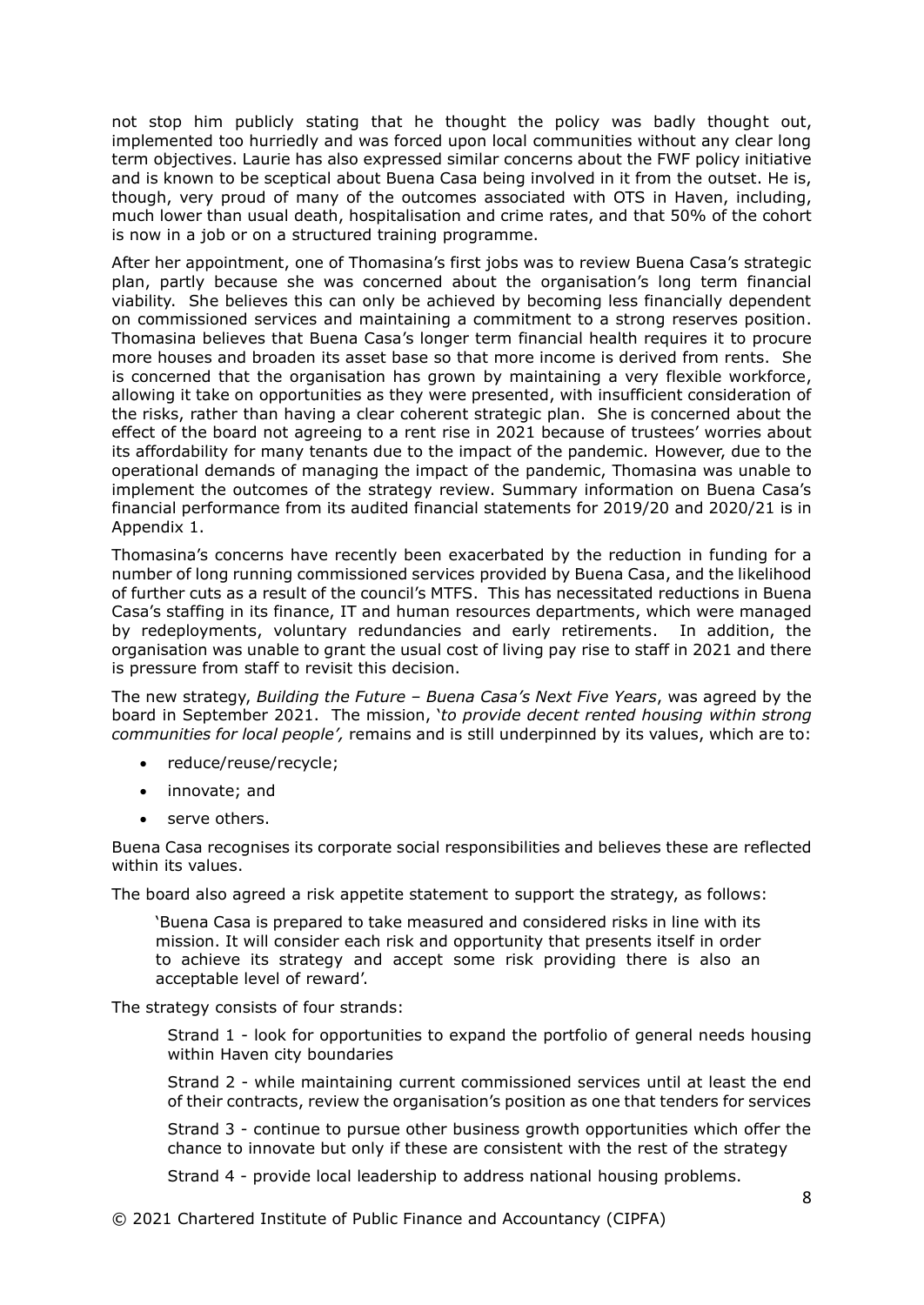not stop him publicly stating that he thought the policy was badly thought out, implemented too hurriedly and was forced upon local communities without any clear long term objectives. Laurie has also expressed similar concerns about the FWF policy initiative and is known to be sceptical about Buena Casa being involved in it from the outset. He is, though, very proud of many of the outcomes associated with OTS in Haven, including, much lower than usual death, hospitalisation and crime rates, and that 50% of the cohort is now in a job or on a structured training programme.

After her appointment, one of Thomasina's first jobs was to review Buena Casa's strategic plan, partly because she was concerned about the organisation's long term financial viability. She believes this can only be achieved by becoming less financially dependent on commissioned services and maintaining a commitment to a strong reserves position. Thomasina believes that Buena Casa's longer term financial health requires it to procure more houses and broaden its asset base so that more income is derived from rents. She is concerned that the organisation has grown by maintaining a very flexible workforce, allowing it take on opportunities as they were presented, with insufficient consideration of the risks, rather than having a clear coherent strategic plan. She is concerned about the effect of the board not agreeing to a rent rise in 2021 because of trustees' worries about its affordability for many tenants due to the impact of the pandemic. However, due to the operational demands of managing the impact of the pandemic, Thomasina was unable to implement the outcomes of the strategy review. Summary information on Buena Casa's financial performance from its audited financial statements for 2019/20 and 2020/21 is in Appendix 1.

Thomasina's concerns have recently been exacerbated by the reduction in funding for a number of long running commissioned services provided by Buena Casa, and the likelihood of further cuts as a result of the council's MTFS. This has necessitated reductions in Buena Casa's staffing in its finance, IT and human resources departments, which were managed by redeployments, voluntary redundancies and early retirements. In addition, the organisation was unable to grant the usual cost of living pay rise to staff in 2021 and there is pressure from staff to revisit this decision.

The new strategy, *Building the Future – Buena Casa's Next Five Years*, was agreed by the board in September 2021. The mission, '*to provide decent rented housing within strong communities for local people',* remains and is still underpinned by its values, which are to:

- reduce/reuse/recycle;
- innovate; and
- serve others.

Buena Casa recognises its corporate social responsibilities and believes these are reflected within its values.

The board also agreed a risk appetite statement to support the strategy, as follows:

> 'Buena Casa is prepared to take measured and considered risks in line with its mission. It will consider each risk and opportunity that presents itself in order to achieve its strategy and accept some risk providing there is also an acceptable level of reward'.

The strategy consists of four strands:

> Strand 1 - look for opportunities to expand the portfolio of general needs housing within Haven city boundaries
>
> Strand 2 - while maintaining current commissioned services until at least the end of their contracts, review the organisation's position as one that tenders for services
>
> Strand 3 - continue to pursue other business growth opportunities which offer the chance to innovate but only if these are consistent with the rest of the strategy
>
> Strand 4 - provide local leadership to address national housing problems.

© 2021 Chartered Institute of Public Finance and Accountancy (CIPFA)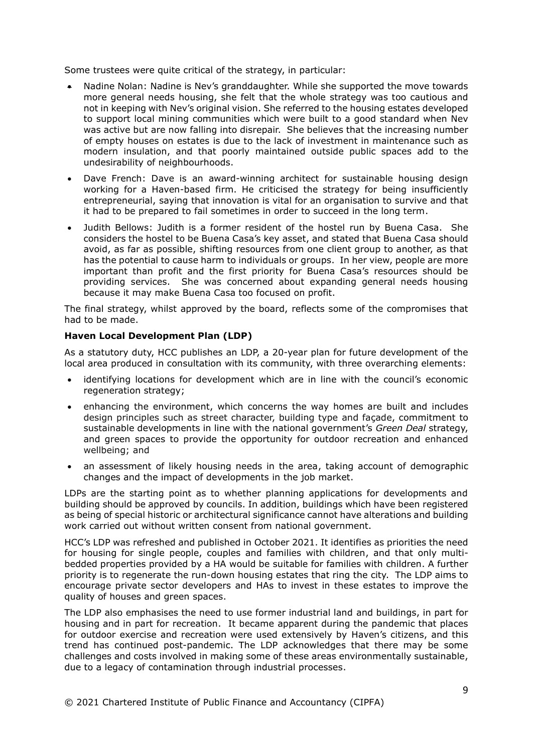Some trustees were quite critical of the strategy, in particular:

- Nadine Nolan: Nadine is Nev's granddaughter. While she supported the move towards more general needs housing, she felt that the whole strategy was too cautious and not in keeping with Nev's original vision. She referred to the housing estates developed to support local mining communities which were built to a good standard when Nev was active but are now falling into disrepair. She believes that the increasing number of empty houses on estates is due to the lack of investment in maintenance such as modern insulation, and that poorly maintained outside public spaces add to the undesirability of neighbourhoods.
- Dave French: Dave is an award-winning architect for sustainable housing design working for a Haven-based firm. He criticised the strategy for being insufficiently entrepreneurial, saying that innovation is vital for an organisation to survive and that it had to be prepared to fail sometimes in order to succeed in the long term.
- Judith Bellows: Judith is a former resident of the hostel run by Buena Casa. She considers the hostel to be Buena Casa's key asset, and stated that Buena Casa should avoid, as far as possible, shifting resources from one client group to another, as that has the potential to cause harm to individuals or groups. In her view, people are more important than profit and the first priority for Buena Casa's resources should be providing services. She was concerned about expanding general needs housing because it may make Buena Casa too focused on profit.

The final strategy, whilst approved by the board, reflects some of the compromises that had to be made.

**Haven Local Development Plan (LDP)**

As a statutory duty, HCC publishes an LDP, a 20-year plan for future development of the local area produced in consultation with its community, with three overarching elements:

- identifying locations for development which are in line with the council's economic regeneration strategy;
- enhancing the environment, which concerns the way homes are built and includes design principles such as street character, building type and façade, commitment to sustainable developments in line with the national government's *Green Deal* strategy, and green spaces to provide the opportunity for outdoor recreation and enhanced wellbeing; and
- an assessment of likely housing needs in the area, taking account of demographic changes and the impact of developments in the job market.

LDPs are the starting point as to whether planning applications for developments and building should be approved by councils. In addition, buildings which have been registered as being of special historic or architectural significance cannot have alterations and building work carried out without written consent from national government.

HCC's LDP was refreshed and published in October 2021. It identifies as priorities the need for housing for single people, couples and families with children, and that only multi-bedded properties provided by a HA would be suitable for families with children. A further priority is to regenerate the run-down housing estates that ring the city. The LDP aims to encourage private sector developers and HAs to invest in these estates to improve the quality of houses and green spaces.

The LDP also emphasises the need to use former industrial land and buildings, in part for housing and in part for recreation. It became apparent during the pandemic that places for outdoor exercise and recreation were used extensively by Haven's citizens, and this trend has continued post-pandemic. The LDP acknowledges that there may be some challenges and costs involved in making some of these areas environmentally sustainable, due to a legacy of contamination through industrial processes.

© 2021 Chartered Institute of Public Finance and Accountancy (CIPFA)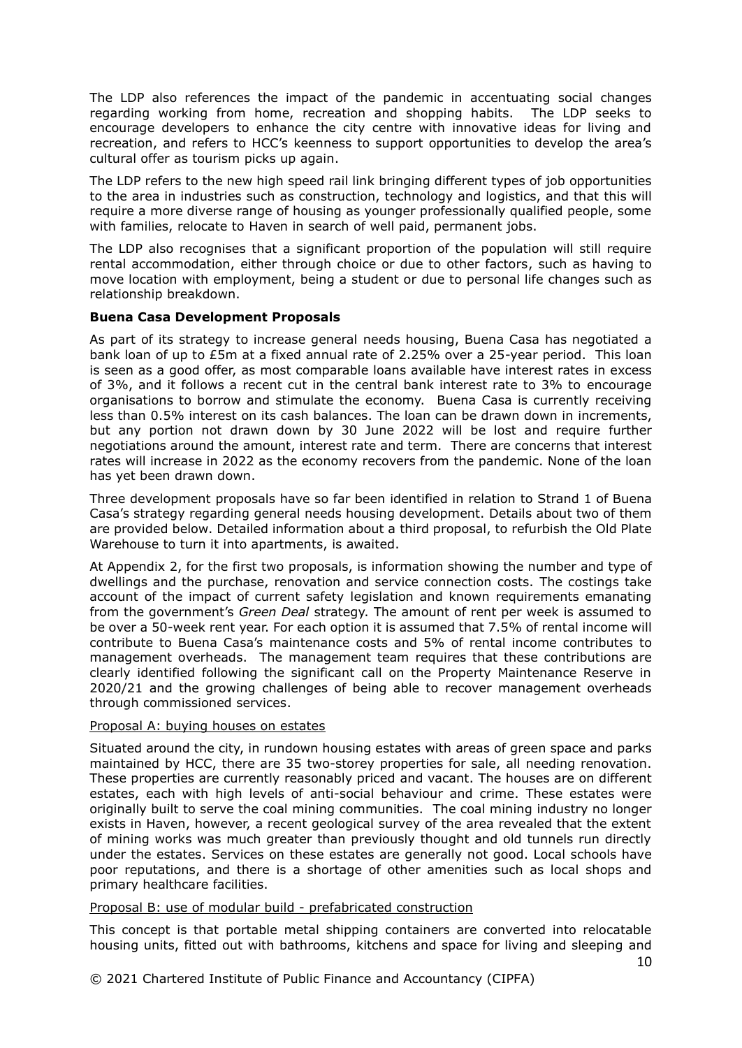The LDP also references the impact of the pandemic in accentuating social changes regarding working from home, recreation and shopping habits. The LDP seeks to encourage developers to enhance the city centre with innovative ideas for living and recreation, and refers to HCC's keenness to support opportunities to develop the area's cultural offer as tourism picks up again.

The LDP refers to the new high speed rail link bringing different types of job opportunities to the area in industries such as construction, technology and logistics, and that this will require a more diverse range of housing as younger professionally qualified people, some with families, relocate to Haven in search of well paid, permanent jobs.

The LDP also recognises that a significant proportion of the population will still require rental accommodation, either through choice or due to other factors, such as having to move location with employment, being a student or due to personal life changes such as relationship breakdown.

**Buena Casa Development Proposals**

As part of its strategy to increase general needs housing, Buena Casa has negotiated a bank loan of up to £5m at a fixed annual rate of 2.25% over a 25-year period. This loan is seen as a good offer, as most comparable loans available have interest rates in excess of 3%, and it follows a recent cut in the central bank interest rate to 3% to encourage organisations to borrow and stimulate the economy. Buena Casa is currently receiving less than 0.5% interest on its cash balances. The loan can be drawn down in increments, but any portion not drawn down by 30 June 2022 will be lost and require further negotiations around the amount, interest rate and term. There are concerns that interest rates will increase in 2022 as the economy recovers from the pandemic. None of the loan has yet been drawn down.

Three development proposals have so far been identified in relation to Strand 1 of Buena Casa's strategy regarding general needs housing development. Details about two of them are provided below. Detailed information about a third proposal, to refurbish the Old Plate Warehouse to turn it into apartments, is awaited.

At Appendix 2, for the first two proposals, is information showing the number and type of dwellings and the purchase, renovation and service connection costs. The costings take account of the impact of current safety legislation and known requirements emanating from the government's *Green Deal* strategy. The amount of rent per week is assumed to be over a 50-week rent year. For each option it is assumed that 7.5% of rental income will contribute to Buena Casa's maintenance costs and 5% of rental income contributes to management overheads. The management team requires that these contributions are clearly identified following the significant call on the Property Maintenance Reserve in 2020/21 and the growing challenges of being able to recover management overheads through commissioned services.

Proposal A: buying houses on estates

Situated around the city, in rundown housing estates with areas of green space and parks maintained by HCC, there are 35 two-storey properties for sale, all needing renovation. These properties are currently reasonably priced and vacant. The houses are on different estates, each with high levels of anti-social behaviour and crime. These estates were originally built to serve the coal mining communities. The coal mining industry no longer exists in Haven, however, a recent geological survey of the area revealed that the extent of mining works was much greater than previously thought and old tunnels run directly under the estates. Services on these estates are generally not good. Local schools have poor reputations, and there is a shortage of other amenities such as local shops and primary healthcare facilities.

Proposal B: use of modular build - prefabricated construction

This concept is that portable metal shipping containers are converted into relocatable housing units, fitted out with bathrooms, kitchens and space for living and sleeping and

© 2021 Chartered Institute of Public Finance and Accountancy (CIPFA)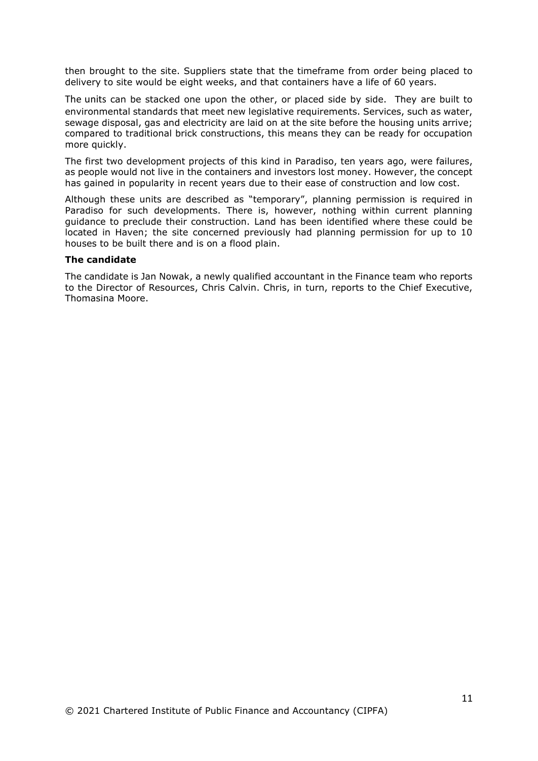then brought to the site. Suppliers state that the timeframe from order being placed to delivery to site would be eight weeks, and that containers have a life of 60 years.

The units can be stacked one upon the other, or placed side by side. They are built to environmental standards that meet new legislative requirements. Services, such as water, sewage disposal, gas and electricity are laid on at the site before the housing units arrive; compared to traditional brick constructions, this means they can be ready for occupation more quickly.

The first two development projects of this kind in Paradiso, ten years ago, were failures, as people would not live in the containers and investors lost money. However, the concept has gained in popularity in recent years due to their ease of construction and low cost.

Although these units are described as "temporary", planning permission is required in Paradiso for such developments. There is, however, nothing within current planning guidance to preclude their construction. Land has been identified where these could be located in Haven; the site concerned previously had planning permission for up to 10 houses to be built there and is on a flood plain.

**The candidate**

The candidate is Jan Nowak, a newly qualified accountant in the Finance team who reports to the Director of Resources, Chris Calvin. Chris, in turn, reports to the Chief Executive, Thomasina Moore.

© 2021 Chartered Institute of Public Finance and Accountancy (CIPFA)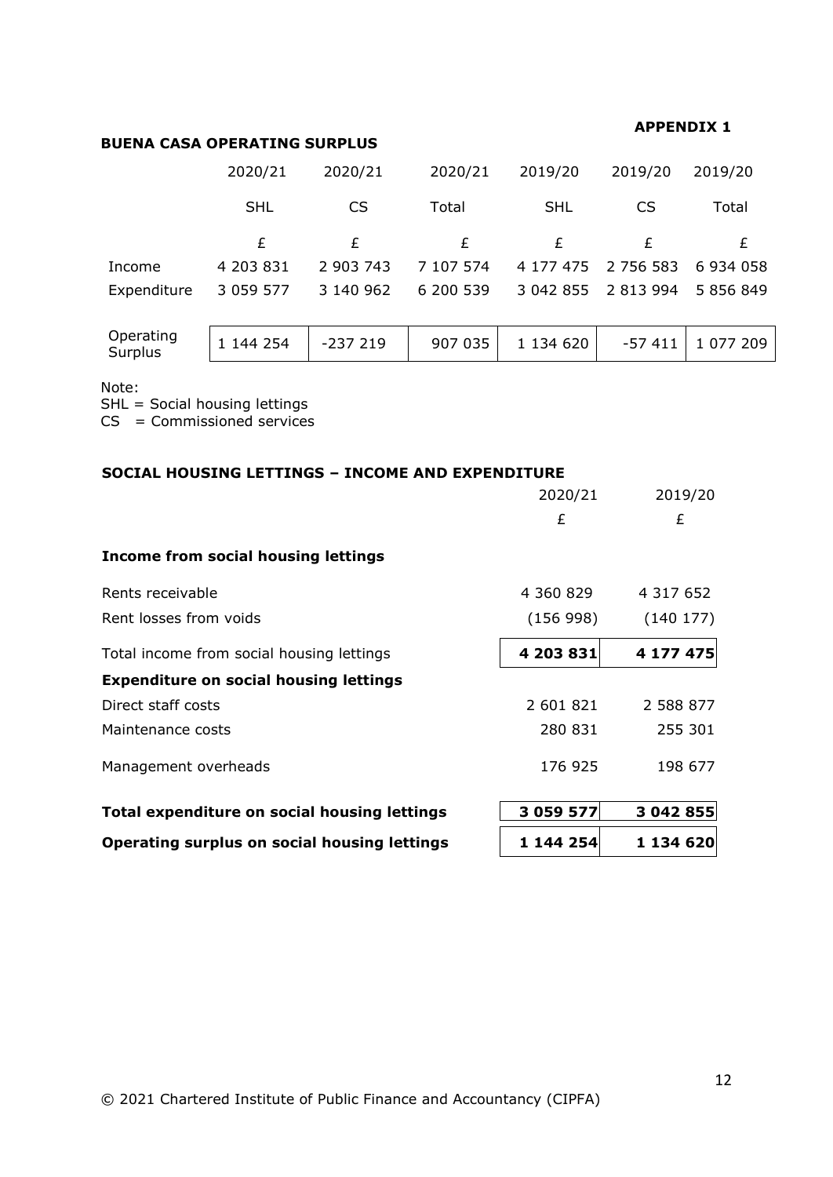**APPENDIX 1**

**BUENA CASA OPERATING SURPLUS**

| | 2020/21 | 2020/21 | 2020/21 | 2019/20 | 2019/20 | 2019/20 |
|---|---|---|---|---|---|---|
| | SHL | CS | Total | SHL | CS | Total |
| | £ | £ | £ | £ | £ | £ |
| Income | 4 203 831 | 2 903 743 | 7 107 574 | 4 177 475 | 2 756 583 | 6 934 058 |
| Expenditure | 3 059 577 | 3 140 962 | 6 200 539 | 3 042 855 | 2 813 994 | 5 856 849 |
| Operating Surplus | 1 144 254 | -237 219 | 907 035 | 1 134 620 | -57 411 | 1 077 209 |

Note:
SHL = Social housing lettings
CS = Commissioned services

**SOCIAL HOUSING LETTINGS – INCOME AND EXPENDITURE**

| | 2020/21 | 2019/20 |
|---|---|---|
| | £ | £ |
| **Income from social housing lettings** | | |
| Rents receivable | 4 360 829 | 4 317 652 |
| Rent losses from voids | (156 998) | (140 177) |
| Total income from social housing lettings | **4 203 831** | **4 177 475** |
| **Expenditure on social housing lettings** | | |
| Direct staff costs | 2 601 821 | 2 588 877 |
| Maintenance costs | 280 831 | 255 301 |
| Management overheads | 176 925 | 198 677 |
| **Total expenditure on social housing lettings** | **3 059 577** | **3 042 855** |
| **Operating surplus on social housing lettings** | **1 144 254** | **1 134 620** |

© 2021 Chartered Institute of Public Finance and Accountancy (CIPFA)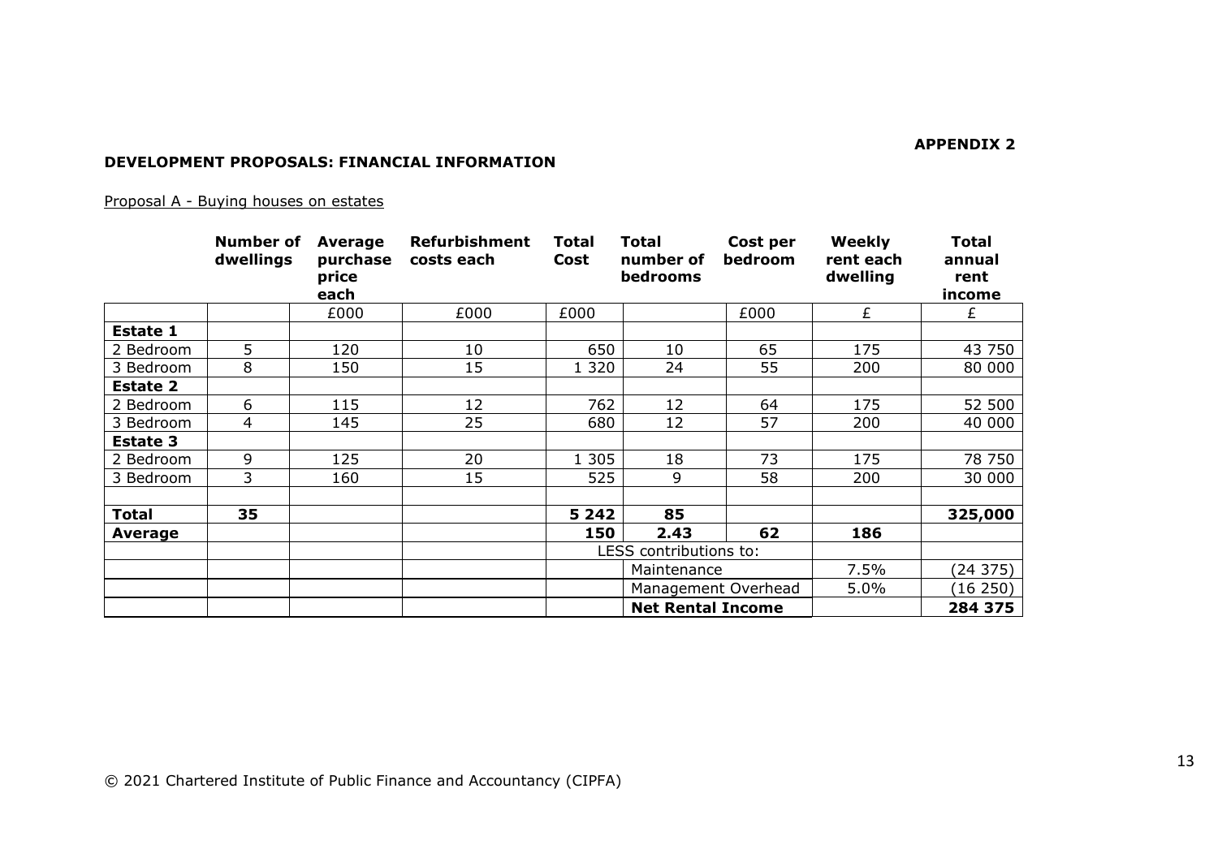**APPENDIX 2**

**DEVELOPMENT PROPOSALS: FINANCIAL INFORMATION**

Proposal A - Buying houses on estates

| | **Number of dwellings** | **Average purchase price each** | **Refurbishment costs each** | **Total Cost** | **Total number of bedrooms** | **Cost per bedroom** | **Weekly rent each dwelling** | **Total annual rent income** |
|---|---|---|---|---|---|---|---|---|
| | | £000 | £000 | £000 | | £000 | £ | £ |
| **Estate 1** | | | | | | | | |
| 2 Bedroom | 5 | 120 | 10 | 650 | 10 | 65 | 175 | 43 750 |
| 3 Bedroom | 8 | 150 | 15 | 1 320 | 24 | 55 | 200 | 80 000 |
| **Estate 2** | | | | | | | | |
| 2 Bedroom | 6 | 115 | 12 | 762 | 12 | 64 | 175 | 52 500 |
| 3 Bedroom | 4 | 145 | 25 | 680 | 12 | 57 | 200 | 40 000 |
| **Estate 3** | | | | | | | | |
| 2 Bedroom | 9 | 125 | 20 | 1 305 | 18 | 73 | 175 | 78 750 |
| 3 Bedroom | 3 | 160 | 15 | 525 | 9 | 58 | 200 | 30 000 |
| | | | | | | | | |
| **Total** | **35** | | | **5 242** | **85** | | | **325,000** |
| **Average** | | | | **150** | **2.43** | **62** | **186** | |
| | | | | | LESS contributions to: | | | |
| | | | | | Maintenance | | 7.5% | (24 375) |
| | | | | | Management Overhead | | 5.0% | (16 250) |
| | | | | | **Net Rental Income** | | | **284 375** |

© 2021 Chartered Institute of Public Finance and Accountancy (CIPFA)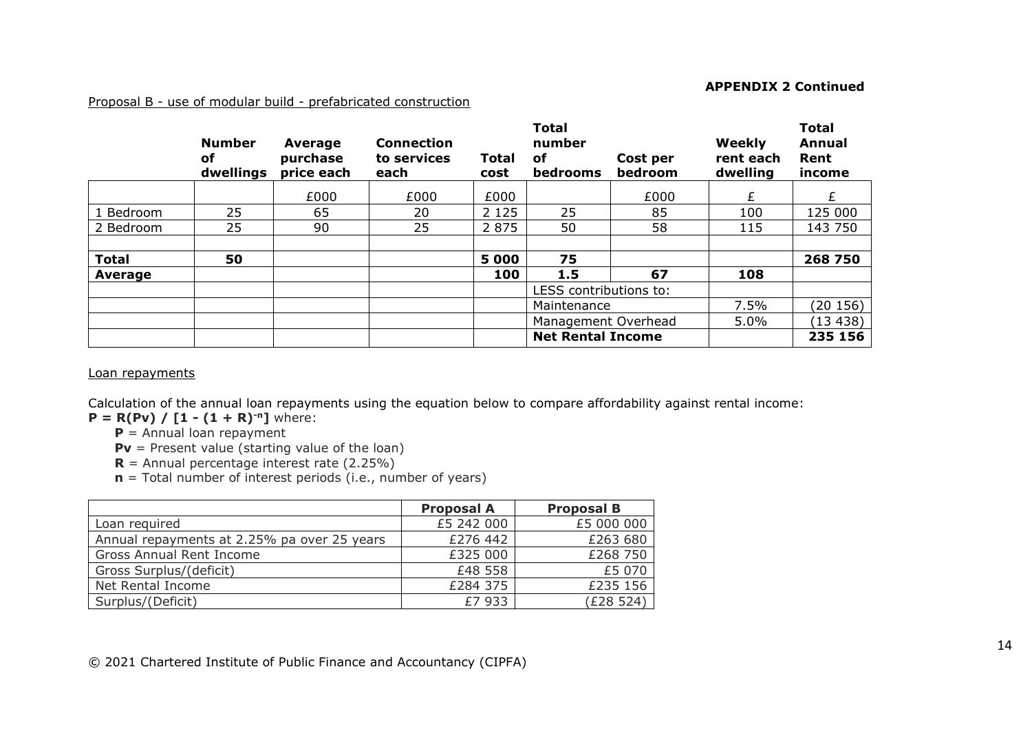**APPENDIX 2 Continued**

Proposal B - use of modular build - prefabricated construction

| | Number of dwellings | Average purchase price each | Connection to services each | Total cost | Total number of bedrooms | Cost per bedroom | Weekly rent each dwelling | Total Annual Rent income |
|---|---|---|---|---|---|---|---|---|
| | | £000 | £000 | £000 | | £000 | £ | £ |
| 1 Bedroom | 25 | 65 | 20 | 2 125 | 25 | 85 | 100 | 125 000 |
| 2 Bedroom | 25 | 90 | 25 | 2 875 | 50 | 58 | 115 | 143 750 |
| | | | | | | | | |
| **Total** | **50** | | | **5 000** | **75** | | | **268 750** |
| **Average** | | | | **100** | **1.5** | **67** | **108** | |
| | | | | | LESS contributions to: | | | |
| | | | | | Maintenance | | 7.5% | (20 156) |
| | | | | | Management Overhead | | 5.0% | (13 438) |
| | | | | | **Net Rental Income** | | | **235 156** |

Loan repayments

Calculation of the annual loan repayments using the equation below to compare affordability against rental income:

**$P = R(Pv) / [1 - (1 + R)^{-n}]$** where:

- **P** = Annual loan repayment
- **Pv** = Present value (starting value of the loan)
- **R** = Annual percentage interest rate (2.25%)
- **n** = Total number of interest periods (i.e., number of years)

| | Proposal A | Proposal B |
|---|---|---|
| Loan required | £5 242 000 | £5 000 000 |
| Annual repayments at 2.25% pa over 25 years | £276 442 | £263 680 |
| Gross Annual Rent Income | £325 000 | £268 750 |
| Gross Surplus/(deficit) | £48 558 | £5 070 |
| Net Rental Income | £284 375 | £235 156 |
| Surplus/(Deficit) | £7 933 | (£28 524) |

© 2021 Chartered Institute of Public Finance and Accountancy (CIPFA)